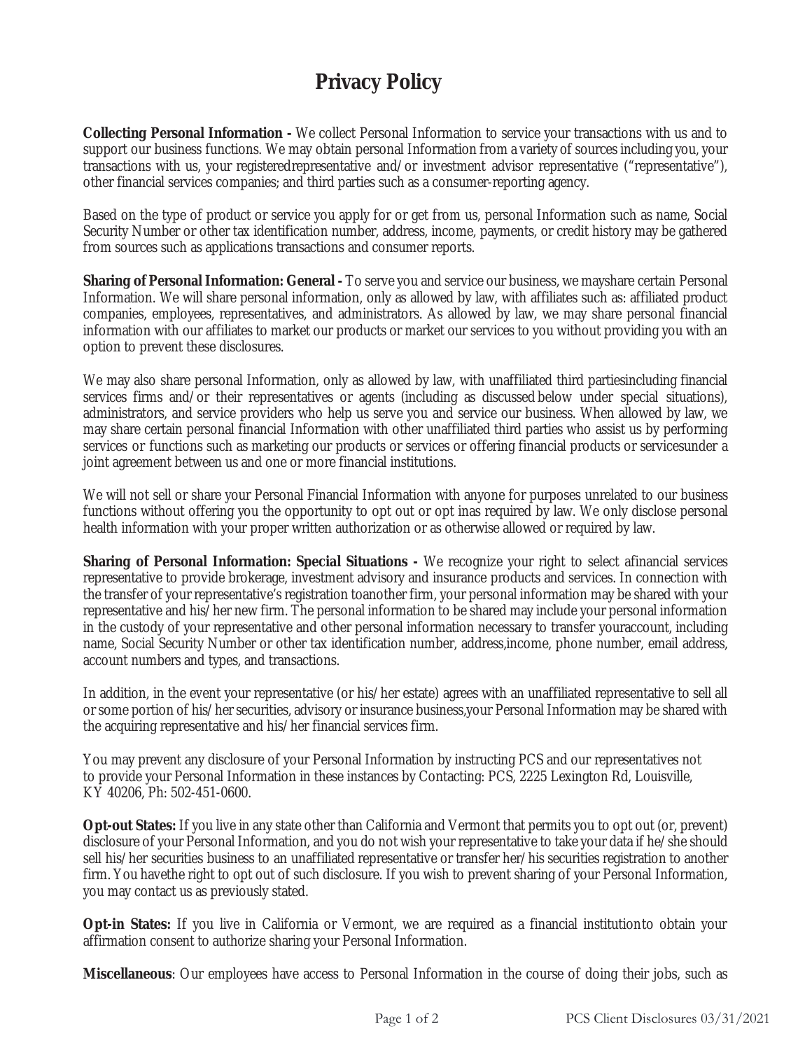# Privacy Policy

**Collecting Personal Information -** We collect Personal Information to service your transactions with us and to support our business functions. We may obtain personal Information from a variety of sources including you, your transactions with us, your registeredrepresentative and/or investment advisor representative ("representative"), other financial services companies; and third parties such as a consumer-reporting agency.

Based on the type of product or service you apply for or get from us, personal Information such as name, Social Security Number or other tax identification number, address, income, payments, or credit history may be gathered from sources such as applications transactions and consumer reports.

**Sharing of Personal Information: General -** To serve you and service our business, we mayshare certain Personal Information. We will share personal information, only as allowed by law, with affiliates such as: affiliated product companies, employees, representatives, and administrators. As allowed by law, we may share personal financial information with our affiliates to market our products or market our services to you without providing you with an option to prevent these disclosures.

We may also share personal Information, only as allowed by law, with unaffiliated third partiesincluding financial services firms and/or their representatives or agents (including as discussed below under special situations), administrators, and service providers who help us serve you and service our business. When allowed by law, we may share certain personal financial Information with other unaffiliated third parties who assist us by performing services or functions such as marketing our products or services or offering financial products or servicesunder a joint agreement between us and one or more financial institutions.

We will not sell or share your Personal Financial Information with anyone for purposes unrelated to our business functions without offering you the opportunity to opt out or opt inas required by law. We only disclose personal health information with your proper written authorization or as otherwise allowed or required by law.

**Sharing of Personal Information: Special Situations -** We recognize your right to select afinancial services representative to provide brokerage, investment advisory and insurance products and services. In connection with the transfer of your representative's registration toanother firm, your personal information may be shared with your representative and his/her new firm. The personal information to be shared may include your personal information in the custody of your representative and other personal information necessary to transfer youraccount, including name, Social Security Number or other tax identification number, address,income, phone number, email address, account numbers and types, and transactions.

In addition, in the event your representative (or his/her estate) agrees with an unaffiliated representative to sell all or some portion of his/her securities, advisory or insurance business,your Personal Information may be shared with the acquiring representative and his/her financial services firm.

You may prevent any disclosure of your Personal Information by instructing PCS and our representatives not to provide your Personal Information in these instances by Contacting: PCS, 2225 Lexington Rd, Louisville, KY 40206, Ph: 502-451-0600.

**Opt-out States:** If you live in any state other than California and Vermont that permits you to opt out (or, prevent) disclosure of your Personal Information, and you do not wish your representative to take your data if he/she should sell his/her securities business to an unaffiliated representative or transfer her/his securities registration to another firm. You havethe right to opt out of such disclosure. If you wish to prevent sharing of your Personal Information, you may contact us as previously stated.

**Opt-in States:** If you live in California or Vermont, we are required as a financial institutionto obtain your affirmation consent to authorize sharing your Personal Information.

**Miscellaneous**: Our employees have access to Personal Information in the course of doing their jobs, such as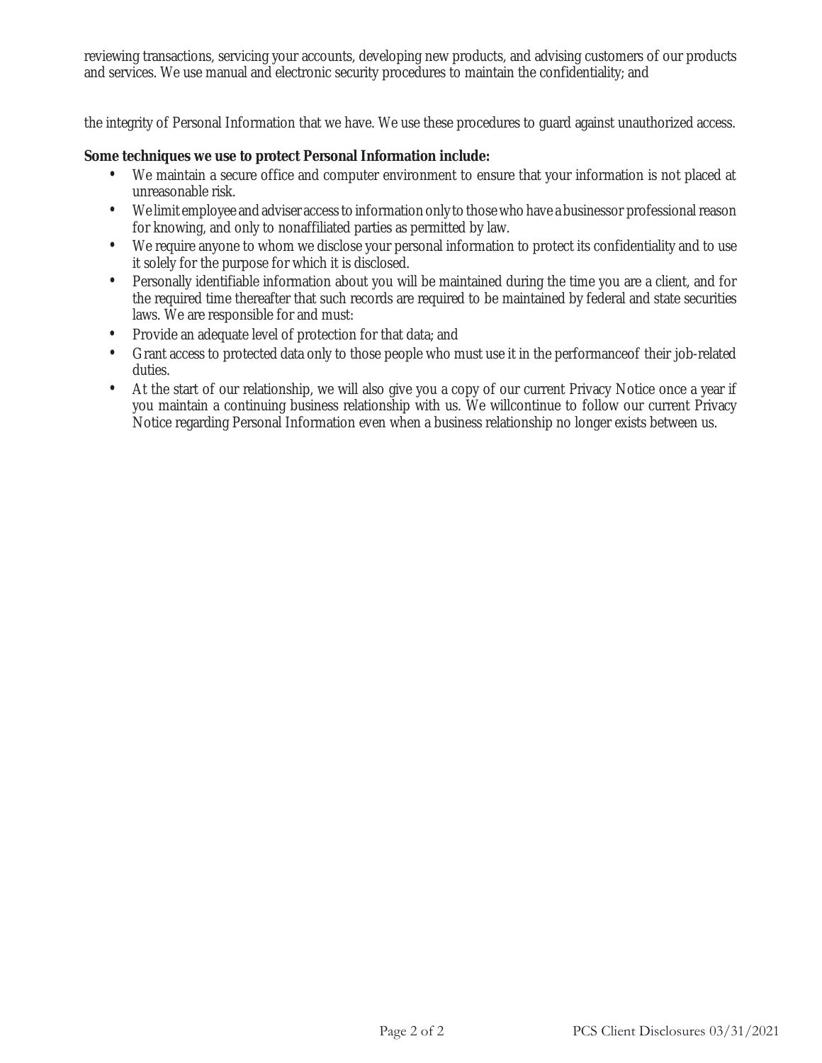reviewing transactions, servicing your accounts, developing new products, and advising customers of our products and services. We use manual and electronic security procedures to maintain the confidentiality; and

the integrity of Personal Information that we have. We use these procedures to guard against unauthorized access.

**Some techniques we use to protect Personal Information include:**

- We maintain a secure office and computer environment to ensure that your information is not placed at unreasonable risk.
- We limit employee and adviser access to information only to those who have a businessor professional reason for knowing, and only to nonaffiliated parties as permitted by law.
- We require anyone to whom we disclose your personal information to protect its confidentiality and to use it solely for the purpose for which it is disclosed.
- Personally identifiable information about you will be maintained during the time you are a client, and for the required time thereafter that such records are required to be maintained by federal and state securities laws. We are responsible for and must:
- Provide an adequate level of protection for that data; and
- Grant access to protected data only to those people who must use it in the performanceof their job-related duties.
- At the start of our relationship, we will also give you a copy of our current Privacy Notice once a year if you maintain a continuing business relationship with us. We willcontinue to follow our current Privacy Notice regarding Personal Information even when a business relationship no longer exists between us.